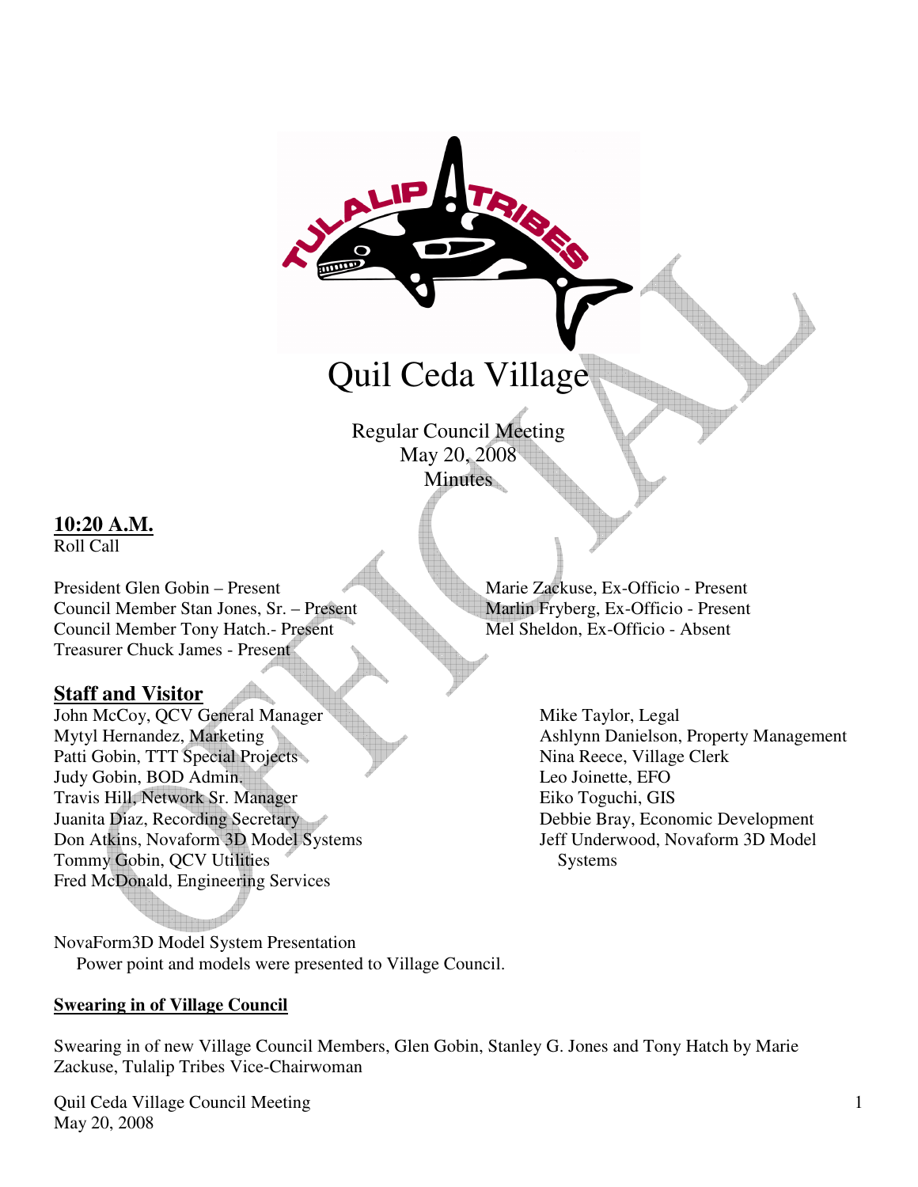# Quil Ceda Village

Regular Council Meeting
May 20, 2008
Minutes

## 10:20 A.M.

Roll Call

President Glen Gobin – Present
Council Member Stan Jones, Sr. – Present
Council Member Tony Hatch.- Present
Treasurer Chuck James - Present

Marie Zackuse, Ex-Officio - Present
Marlin Fryberg, Ex-Officio - Present
Mel Sheldon, Ex-Officio - Absent

## Staff and Visitor

John McCoy, QCV General Manager
Mytyl Hernandez, Marketing
Patti Gobin, TTT Special Projects
Judy Gobin, BOD Admin.
Travis Hill, Network Sr. Manager
Juanita Diaz, Recording Secretary
Don Atkins, Novaform 3D Model Systems
Tommy Gobin, QCV Utilities
Fred McDonald, Engineering Services

Mike Taylor, Legal
Ashlynn Danielson, Property Management
Nina Reece, Village Clerk
Leo Joinette, EFO
Eiko Toguchi, GIS
Debbie Bray, Economic Development
Jeff Underwood, Novaform 3D Model Systems

NovaForm3D Model System Presentation
Power point and models were presented to Village Council.

**Swearing in of Village Council**

Swearing in of new Village Council Members, Glen Gobin, Stanley G. Jones and Tony Hatch by Marie Zackuse, Tulalip Tribes Vice-Chairwoman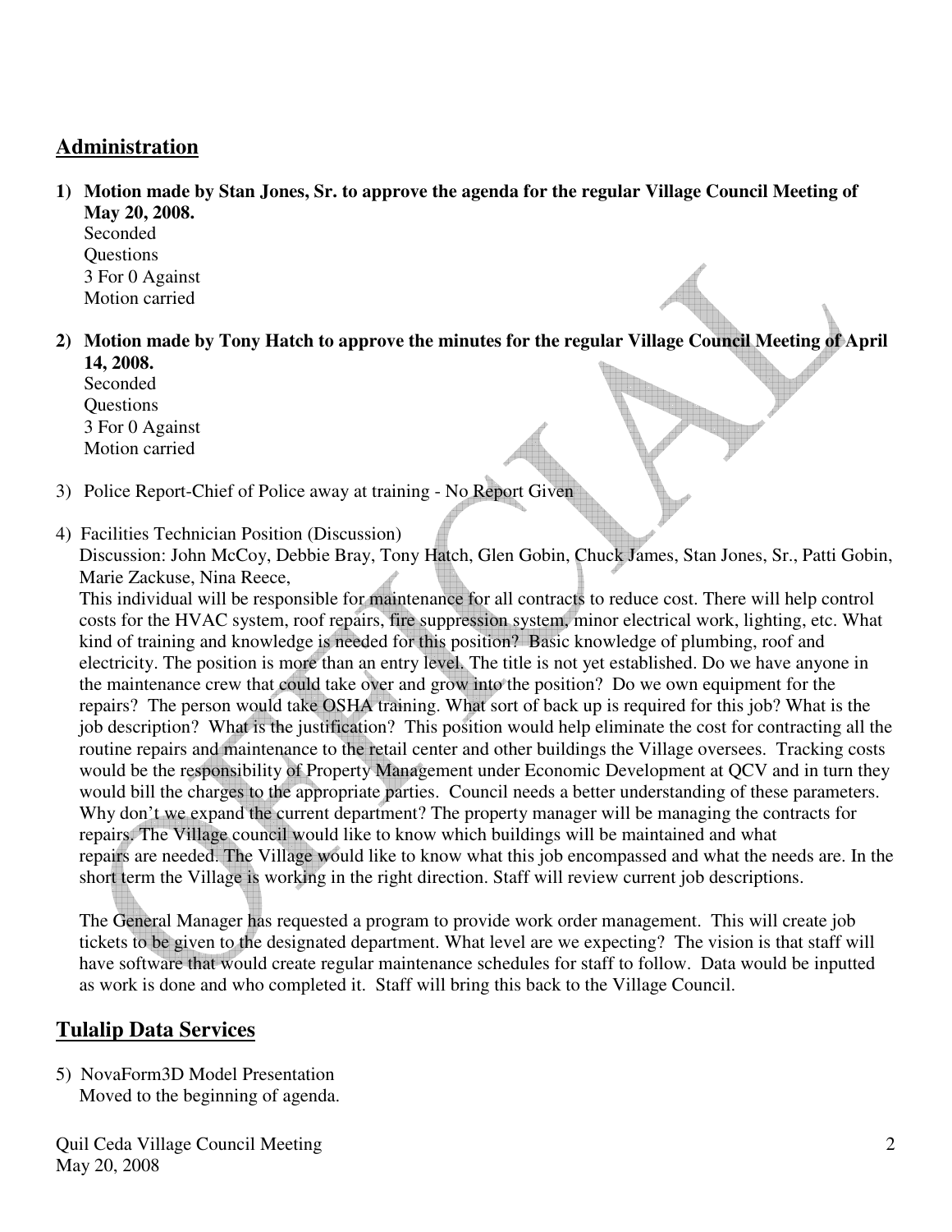## Administration

1) **Motion made by Stan Jones, Sr. to approve the agenda for the regular Village Council Meeting of May 20, 2008.**
   Seconded
   Questions
   3 For 0 Against
   Motion carried

2) **Motion made by Tony Hatch to approve the minutes for the regular Village Council Meeting of April 14, 2008.**
   Seconded
   Questions
   3 For 0 Against
   Motion carried

3) Police Report-Chief of Police away at training - No Report Given

4) Facilities Technician Position (Discussion)
   Discussion: John McCoy, Debbie Bray, Tony Hatch, Glen Gobin, Chuck James, Stan Jones, Sr., Patti Gobin, Marie Zackuse, Nina Reece,
   This individual will be responsible for maintenance for all contracts to reduce cost. There will help control costs for the HVAC system, roof repairs, fire suppression system, minor electrical work, lighting, etc. What kind of training and knowledge is needed for this position? Basic knowledge of plumbing, roof and electricity. The position is more than an entry level. The title is not yet established. Do we have anyone in the maintenance crew that could take over and grow into the position? Do we own equipment for the repairs? The person would take OSHA training. What sort of back up is required for this job? What is the job description? What is the justification? This position would help eliminate the cost for contracting all the routine repairs and maintenance to the retail center and other buildings the Village oversees. Tracking costs would be the responsibility of Property Management under Economic Development at QCV and in turn they would bill the charges to the appropriate parties. Council needs a better understanding of these parameters. Why don't we expand the current department? The property manager will be managing the contracts for repairs. The Village council would like to know which buildings will be maintained and what repairs are needed. The Village would like to know what this job encompassed and what the needs are. In the short term the Village is working in the right direction. Staff will review current job descriptions.

   The General Manager has requested a program to provide work order management. This will create job tickets to be given to the designated department. What level are we expecting? The vision is that staff will have software that would create regular maintenance schedules for staff to follow. Data would be inputted as work is done and who completed it. Staff will bring this back to the Village Council.

## Tulalip Data Services

5) NovaForm3D Model Presentation
   Moved to the beginning of agenda.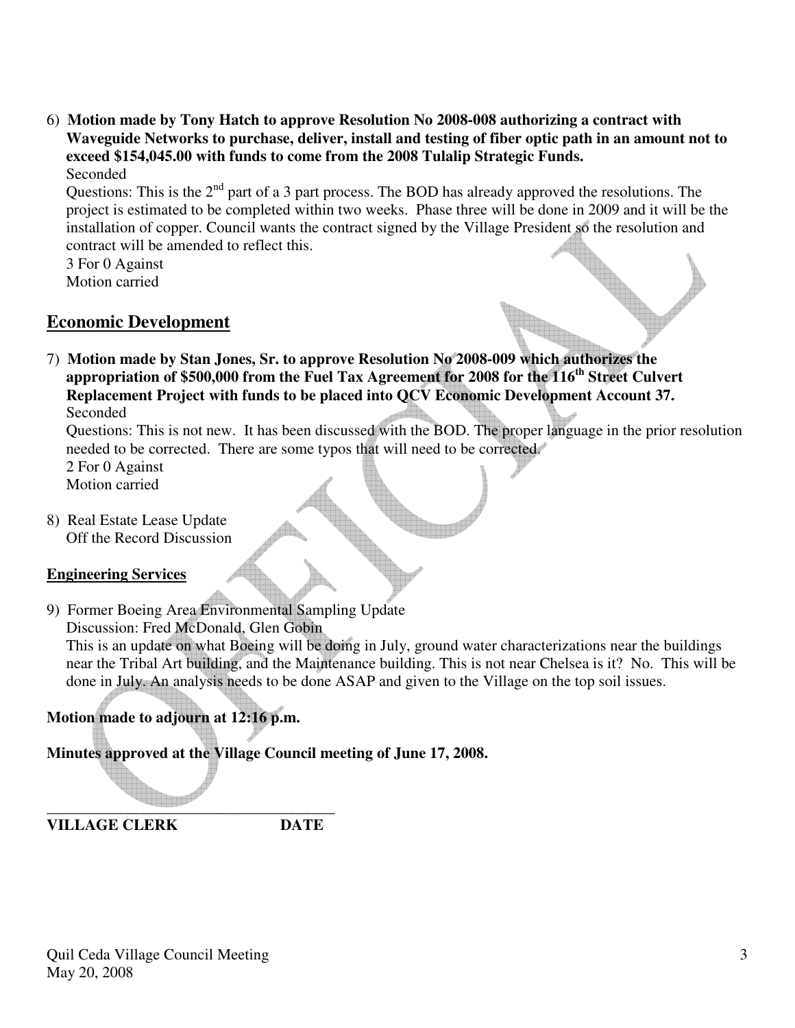6) **Motion made by Tony Hatch to approve Resolution No 2008-008 authorizing a contract with Waveguide Networks to purchase, deliver, install and testing of fiber optic path in an amount not to exceed $154,045.00 with funds to come from the 2008 Tulalip Strategic Funds.**
   Seconded
   Questions: This is the 2nd part of a 3 part process. The BOD has already approved the resolutions. The project is estimated to be completed within two weeks. Phase three will be done in 2009 and it will be the installation of copper. Council wants the contract signed by the Village President so the resolution and contract will be amended to reflect this.
   3 For 0 Against
   Motion carried

## Economic Development

7) **Motion made by Stan Jones, Sr. to approve Resolution No 2008-009 which authorizes the appropriation of $500,000 from the Fuel Tax Agreement for 2008 for the 116th Street Culvert Replacement Project with funds to be placed into QCV Economic Development Account 37.**
   Seconded
   Questions: This is not new. It has been discussed with the BOD. The proper language in the prior resolution needed to be corrected. There are some typos that will need to be corrected.
   2 For 0 Against
   Motion carried

8) Real Estate Lease Update
   Off the Record Discussion

**Engineering Services**

9) Former Boeing Area Environmental Sampling Update
   Discussion: Fred McDonald, Glen Gobin
   This is an update on what Boeing will be doing in July, ground water characterizations near the buildings near the Tribal Art building, and the Maintenance building. This is not near Chelsea is it? No. This will be done in July. An analysis needs to be done ASAP and given to the Village on the top soil issues.

**Motion made to adjourn at 12:16 p.m.**

**Minutes approved at the Village Council meeting of June 17, 2008.**

\_\_\_\_\_\_\_\_\_\_\_\_\_\_\_\_\_\_\_\_\_\_\_\_\_\_\_\_\_\_\_\_\_\_\_\_\_\_\_

**VILLAGE CLERK DATE**